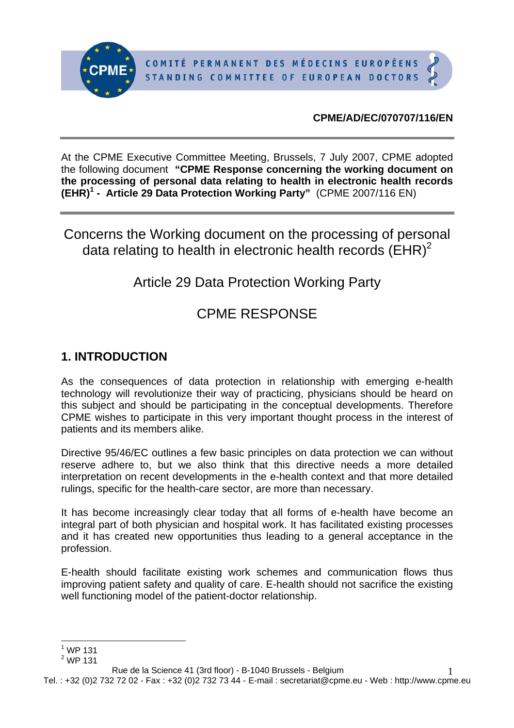COMITÉ PERMANENT DES MÉDECINS EUROPÉENS
STANDING COMMITTEE OF EUROPEAN DOCTORS

**CPME/AD/EC/070707/116/EN**

---

At the CPME Executive Committee Meeting, Brussels, 7 July 2007, CPME adopted the following document **"CPME Response concerning the working document on the processing of personal data relating to health in electronic health records (EHR)[1] - Article 29 Data Protection Working Party"** (CPME 2007/116 EN)

---

# Concerns the Working document on the processing of personal data relating to health in electronic health records (EHR)[2]

# Article 29 Data Protection Working Party

# CPME RESPONSE

## 1. INTRODUCTION

As the consequences of data protection in relationship with emerging e-health technology will revolutionize their way of practicing, physicians should be heard on this subject and should be participating in the conceptual developments. Therefore CPME wishes to participate in this very important thought process in the interest of patients and its members alike.

Directive 95/46/EC outlines a few basic principles on data protection we can without reserve adhere to, but we also think that this directive needs a more detailed interpretation on recent developments in the e-health context and that more detailed rulings, specific for the health-care sector, are more than necessary.

It has become increasingly clear today that all forms of e-health have become an integral part of both physician and hospital work. It has facilitated existing processes and it has created new opportunities thus leading to a general acceptance in the profession.

E-health should facilitate existing work schemes and communication flows thus improving patient safety and quality of care. E-health should not sacrifice the existing well functioning model of the patient-doctor relationship.

---

[1] WP 131
[2] WP 131

Rue de la Science 41 (3rd floor) - B-1040 Brussels - Belgium
Tel. : +32 (0)2 732 72 02 - Fax : +32 (0)2 732 73 44 - E-mail : secretariat@cpme.eu - Web : http://www.cpme.eu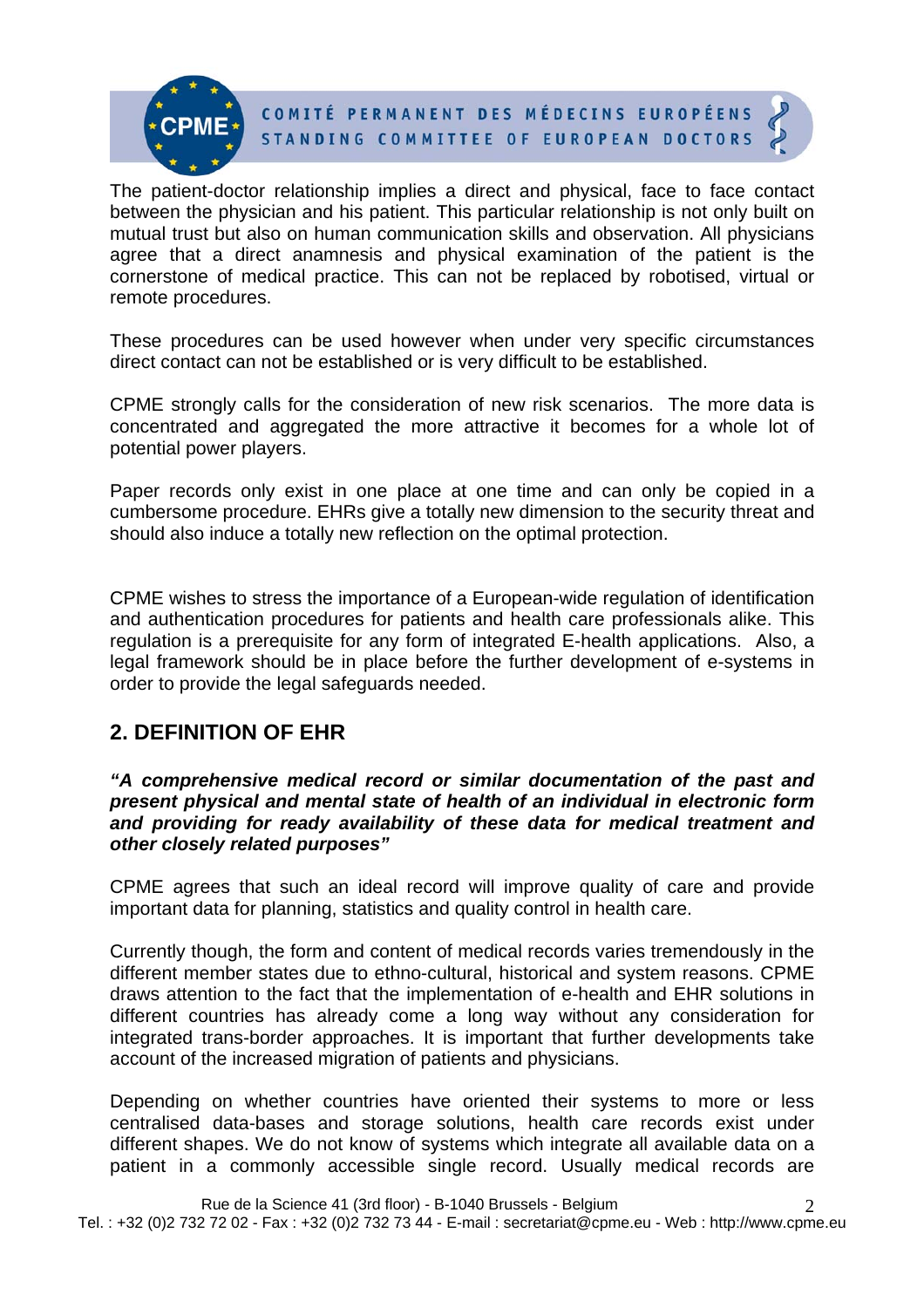The patient-doctor relationship implies a direct and physical, face to face contact between the physician and his patient. This particular relationship is not only built on mutual trust but also on human communication skills and observation. All physicians agree that a direct anamnesis and physical examination of the patient is the cornerstone of medical practice. This can not be replaced by robotised, virtual or remote procedures.

These procedures can be used however when under very specific circumstances direct contact can not be established or is very difficult to be established.

CPME strongly calls for the consideration of new risk scenarios. The more data is concentrated and aggregated the more attractive it becomes for a whole lot of potential power players.

Paper records only exist in one place at one time and can only be copied in a cumbersome procedure. EHRs give a totally new dimension to the security threat and should also induce a totally new reflection on the optimal protection.

CPME wishes to stress the importance of a European-wide regulation of identification and authentication procedures for patients and health care professionals alike. This regulation is a prerequisite for any form of integrated E-health applications. Also, a legal framework should be in place before the further development of e-systems in order to provide the legal safeguards needed.

## 2. DEFINITION OF EHR

***"A comprehensive medical record or similar documentation of the past and present physical and mental state of health of an individual in electronic form and providing for ready availability of these data for medical treatment and other closely related purposes"***

CPME agrees that such an ideal record will improve quality of care and provide important data for planning, statistics and quality control in health care.

Currently though, the form and content of medical records varies tremendously in the different member states due to ethno-cultural, historical and system reasons. CPME draws attention to the fact that the implementation of e-health and EHR solutions in different countries has already come a long way without any consideration for integrated trans-border approaches. It is important that further developments take account of the increased migration of patients and physicians.

Depending on whether countries have oriented their systems to more or less centralised data-bases and storage solutions, health care records exist under different shapes. We do not know of systems which integrate all available data on a patient in a commonly accessible single record. Usually medical records are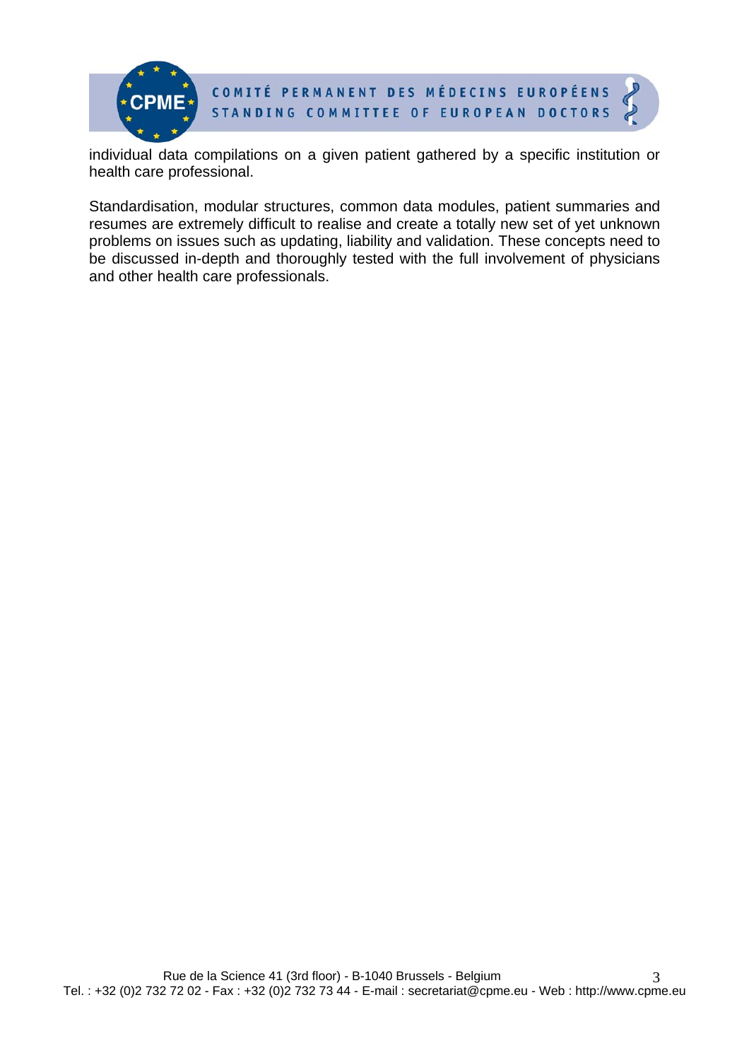individual data compilations on a given patient gathered by a specific institution or health care professional.

Standardisation, modular structures, common data modules, patient summaries and resumes are extremely difficult to realise and create a totally new set of yet unknown problems on issues such as updating, liability and validation. These concepts need to be discussed in-depth and thoroughly tested with the full involvement of physicians and other health care professionals.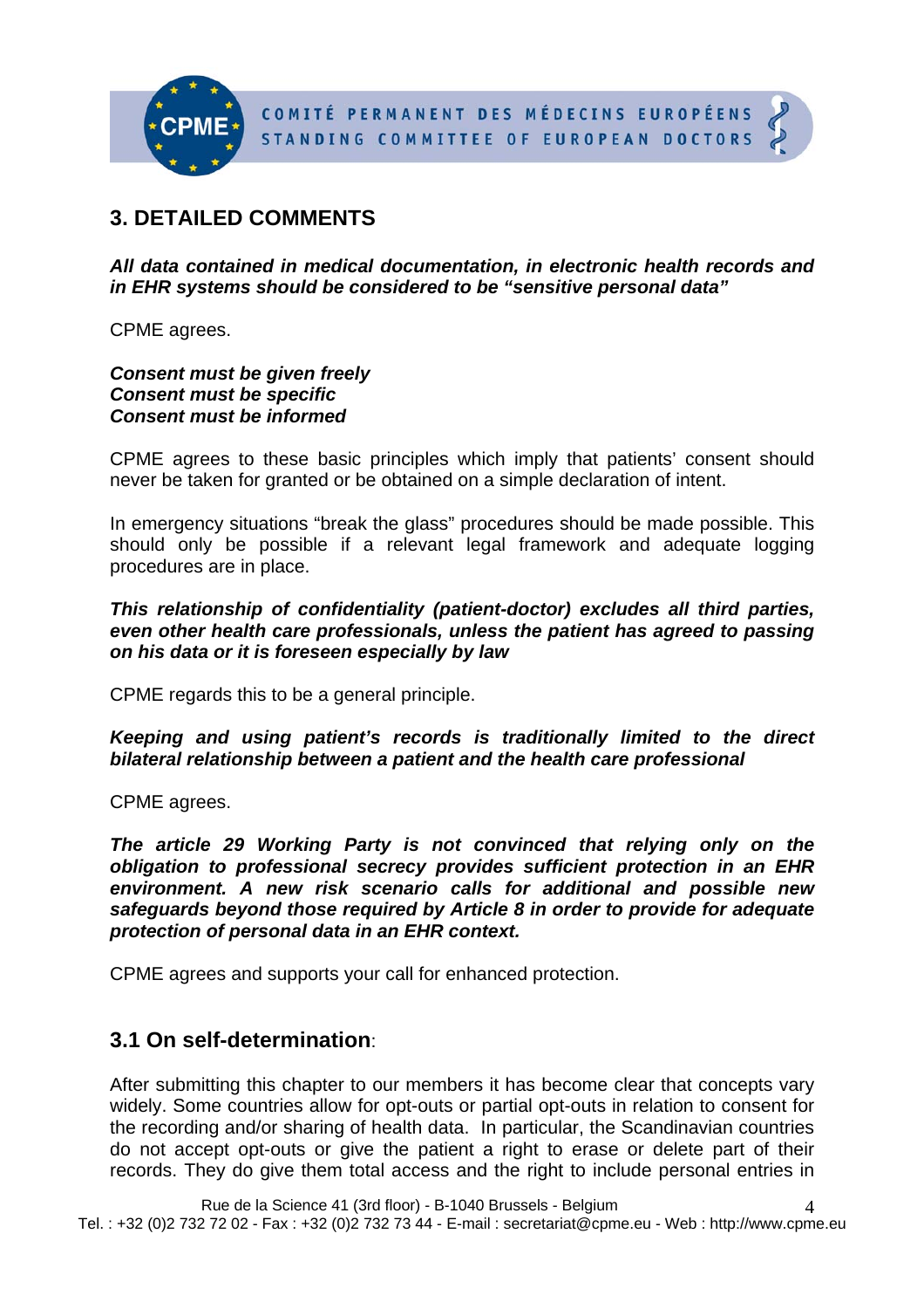## 3. DETAILED COMMENTS

***All data contained in medical documentation, in electronic health records and in EHR systems should be considered to be "sensitive personal data"***

CPME agrees.

***Consent must be given freely***
***Consent must be specific***
***Consent must be informed***

CPME agrees to these basic principles which imply that patients' consent should never be taken for granted or be obtained on a simple declaration of intent.

In emergency situations "break the glass" procedures should be made possible. This should only be possible if a relevant legal framework and adequate logging procedures are in place.

***This relationship of confidentiality (patient-doctor) excludes all third parties, even other health care professionals, unless the patient has agreed to passing on his data or it is foreseen especially by law***

CPME regards this to be a general principle.

***Keeping and using patient's records is traditionally limited to the direct bilateral relationship between a patient and the health care professional***

CPME agrees.

***The article 29 Working Party is not convinced that relying only on the obligation to professional secrecy provides sufficient protection in an EHR environment. A new risk scenario calls for additional and possible new safeguards beyond those required by Article 8 in order to provide for adequate protection of personal data in an EHR context.***

CPME agrees and supports your call for enhanced protection.

### 3.1 On self-determination:

After submitting this chapter to our members it has become clear that concepts vary widely. Some countries allow for opt-outs or partial opt-outs in relation to consent for the recording and/or sharing of health data. In particular, the Scandinavian countries do not accept opt-outs or give the patient a right to erase or delete part of their records. They do give them total access and the right to include personal entries in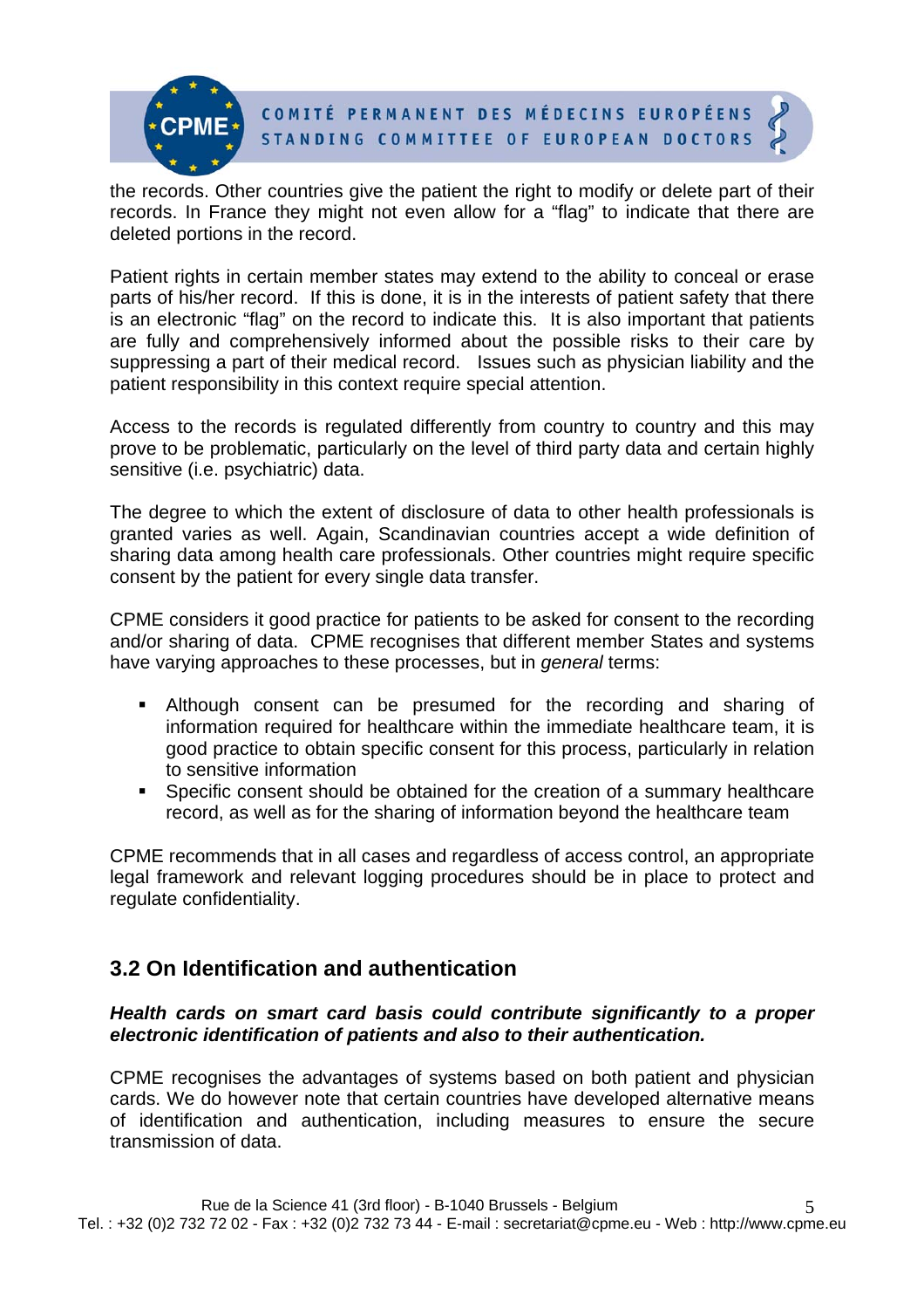the records. Other countries give the patient the right to modify or delete part of their records. In France they might not even allow for a “flag” to indicate that there are deleted portions in the record.

Patient rights in certain member states may extend to the ability to conceal or erase parts of his/her record. If this is done, it is in the interests of patient safety that there is an electronic “flag” on the record to indicate this. It is also important that patients are fully and comprehensively informed about the possible risks to their care by suppressing a part of their medical record. Issues such as physician liability and the patient responsibility in this context require special attention.

Access to the records is regulated differently from country to country and this may prove to be problematic, particularly on the level of third party data and certain highly sensitive (i.e. psychiatric) data.

The degree to which the extent of disclosure of data to other health professionals is granted varies as well. Again, Scandinavian countries accept a wide definition of sharing data among health care professionals. Other countries might require specific consent by the patient for every single data transfer.

CPME considers it good practice for patients to be asked for consent to the recording and/or sharing of data. CPME recognises that different member States and systems have varying approaches to these processes, but in *general* terms:

- Although consent can be presumed for the recording and sharing of information required for healthcare within the immediate healthcare team, it is good practice to obtain specific consent for this process, particularly in relation to sensitive information
- Specific consent should be obtained for the creation of a summary healthcare record, as well as for the sharing of information beyond the healthcare team

CPME recommends that in all cases and regardless of access control, an appropriate legal framework and relevant logging procedures should be in place to protect and regulate confidentiality.

## 3.2 On Identification and authentication

***Health cards on smart card basis could contribute significantly to a proper electronic identification of patients and also to their authentication.***

CPME recognises the advantages of systems based on both patient and physician cards. We do however note that certain countries have developed alternative means of identification and authentication, including measures to ensure the secure transmission of data.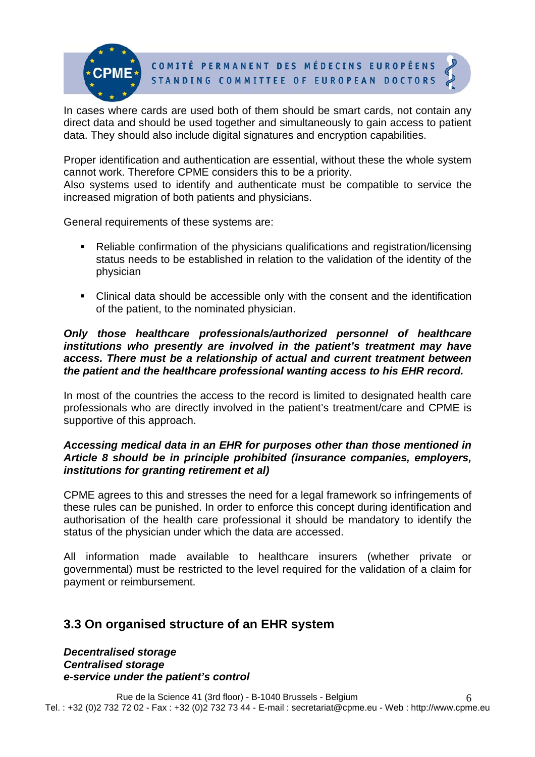In cases where cards are used both of them should be smart cards, not contain any direct data and should be used together and simultaneously to gain access to patient data. They should also include digital signatures and encryption capabilities.

Proper identification and authentication are essential, without these the whole system cannot work. Therefore CPME considers this to be a priority.
Also systems used to identify and authenticate must be compatible to service the increased migration of both patients and physicians.

General requirements of these systems are:

- Reliable confirmation of the physicians qualifications and registration/licensing status needs to be established in relation to the validation of the identity of the physician

- Clinical data should be accessible only with the consent and the identification of the patient, to the nominated physician.

***Only those healthcare professionals/authorized personnel of healthcare institutions who presently are involved in the patient's treatment may have access. There must be a relationship of actual and current treatment between the patient and the healthcare professional wanting access to his EHR record.***

In most of the countries the access to the record is limited to designated health care professionals who are directly involved in the patient's treatment/care and CPME is supportive of this approach.

***Accessing medical data in an EHR for purposes other than those mentioned in Article 8 should be in principle prohibited (insurance companies, employers, institutions for granting retirement et al)***

CPME agrees to this and stresses the need for a legal framework so infringements of these rules can be punished. In order to enforce this concept during identification and authorisation of the health care professional it should be mandatory to identify the status of the physician under which the data are accessed.

All information made available to healthcare insurers (whether private or governmental) must be restricted to the level required for the validation of a claim for payment or reimbursement.

## 3.3 On organised structure of an EHR system

***Decentralised storage***
***Centralised storage***
***e-service under the patient's control***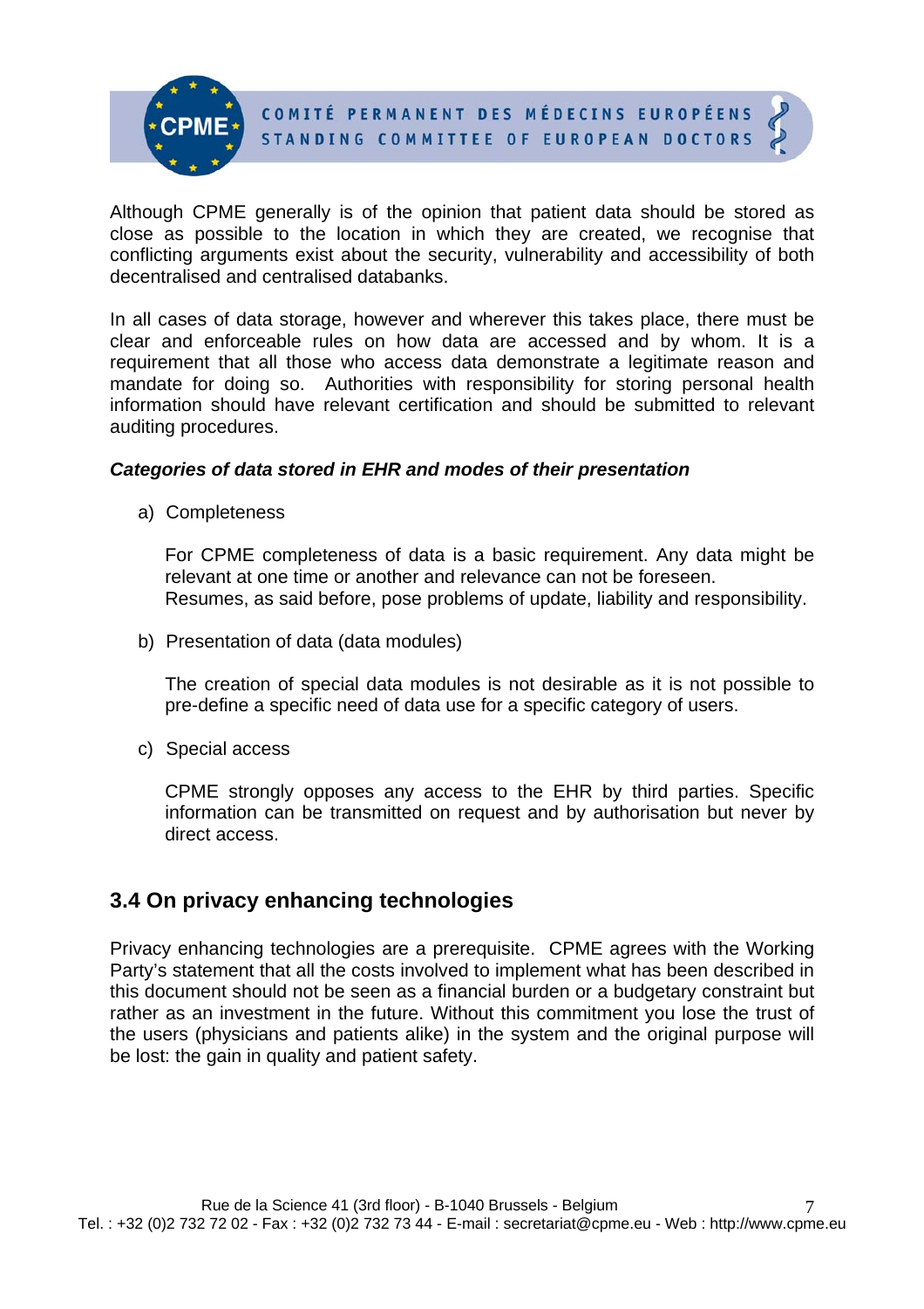Although CPME generally is of the opinion that patient data should be stored as close as possible to the location in which they are created, we recognise that conflicting arguments exist about the security, vulnerability and accessibility of both decentralised and centralised databanks.

In all cases of data storage, however and wherever this takes place, there must be clear and enforceable rules on how data are accessed and by whom. It is a requirement that all those who access data demonstrate a legitimate reason and mandate for doing so. Authorities with responsibility for storing personal health information should have relevant certification and should be submitted to relevant auditing procedures.

***Categories of data stored in EHR and modes of their presentation***

a) Completeness

   For CPME completeness of data is a basic requirement. Any data might be relevant at one time or another and relevance can not be foreseen.
   Resumes, as said before, pose problems of update, liability and responsibility.

b) Presentation of data (data modules)

   The creation of special data modules is not desirable as it is not possible to pre-define a specific need of data use for a specific category of users.

c) Special access

   CPME strongly opposes any access to the EHR by third parties. Specific information can be transmitted on request and by authorisation but never by direct access.

## 3.4 On privacy enhancing technologies

Privacy enhancing technologies are a prerequisite. CPME agrees with the Working Party's statement that all the costs involved to implement what has been described in this document should not be seen as a financial burden or a budgetary constraint but rather as an investment in the future. Without this commitment you lose the trust of the users (physicians and patients alike) in the system and the original purpose will be lost: the gain in quality and patient safety.